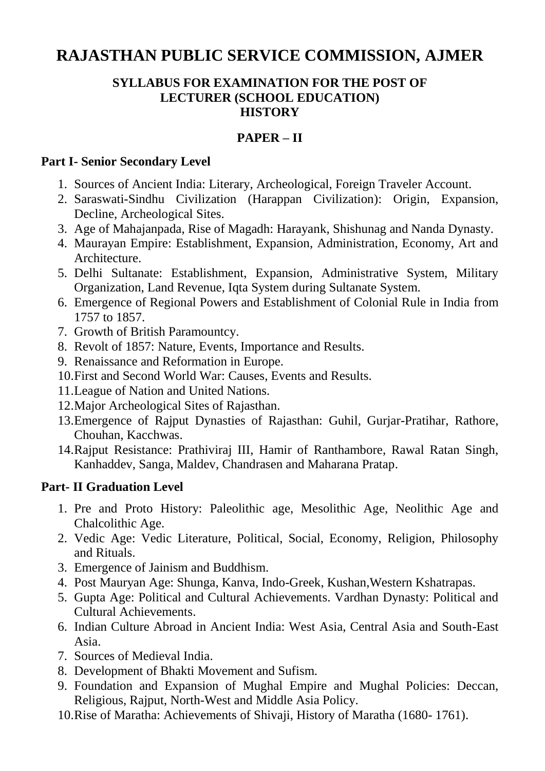# RAJASTHAN PUBLIC SERVICE COMMISSION, AJMER

### SYLLABUS FOR EXAMINATION FOR THE POST OF LECTURER (SCHOOL EDUCATION) HISTORY

### PAPER – II

**Part I- Senior Secondary Level**

1. Sources of Ancient India: Literary, Archeological, Foreign Traveler Account.
2. Saraswati-Sindhu Civilization (Harappan Civilization): Origin, Expansion, Decline, Archeological Sites.
3. Age of Mahajanpada, Rise of Magadh: Harayank, Shishunag and Nanda Dynasty.
4. Maurayan Empire: Establishment, Expansion, Administration, Economy, Art and Architecture.
5. Delhi Sultanate: Establishment, Expansion, Administrative System, Military Organization, Land Revenue, Iqta System during Sultanate System.
6. Emergence of Regional Powers and Establishment of Colonial Rule in India from 1757 to 1857.
7. Growth of British Paramountcy.
8. Revolt of 1857: Nature, Events, Importance and Results.
9. Renaissance and Reformation in Europe.
10. First and Second World War: Causes, Events and Results.
11. League of Nation and United Nations.
12. Major Archeological Sites of Rajasthan.
13. Emergence of Rajput Dynasties of Rajasthan: Guhil, Gurjar-Pratihar, Rathore, Chouhan, Kacchwas.
14. Rajput Resistance: Prathiviraj III, Hamir of Ranthambore, Rawal Ratan Singh, Kanhaddev, Sanga, Maldev, Chandrasen and Maharana Pratap.

**Part- II Graduation Level**

1. Pre and Proto History: Paleolithic age, Mesolithic Age, Neolithic Age and Chalcolithic Age.
2. Vedic Age: Vedic Literature, Political, Social, Economy, Religion, Philosophy and Rituals.
3. Emergence of Jainism and Buddhism.
4. Post Mauryan Age: Shunga, Kanva, Indo-Greek, Kushan,Western Kshatrapas.
5. Gupta Age: Political and Cultural Achievements. Vardhan Dynasty: Political and Cultural Achievements.
6. Indian Culture Abroad in Ancient India: West Asia, Central Asia and South-East Asia.
7. Sources of Medieval India.
8. Development of Bhakti Movement and Sufism.
9. Foundation and Expansion of Mughal Empire and Mughal Policies: Deccan, Religious, Rajput, North-West and Middle Asia Policy.
10. Rise of Maratha: Achievements of Shivaji, History of Maratha (1680- 1761).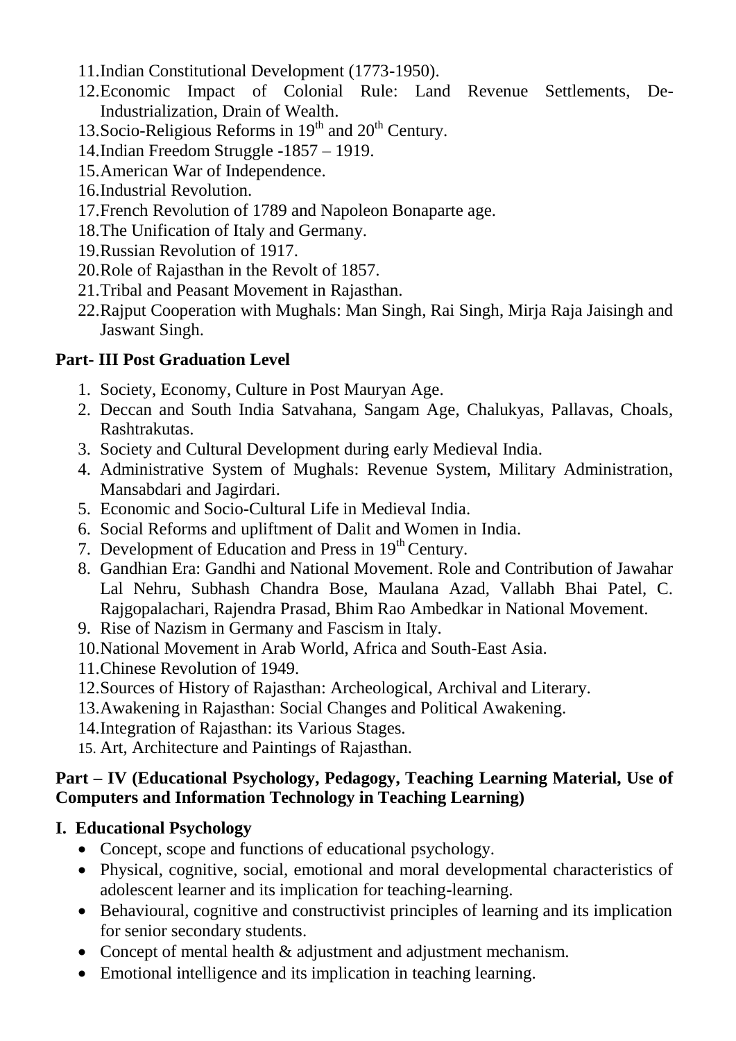11. Indian Constitutional Development (1773-1950).
12. Economic Impact of Colonial Rule: Land Revenue Settlements, De-Industrialization, Drain of Wealth.
13. Socio-Religious Reforms in 19th and 20th Century.
14. Indian Freedom Struggle -1857 – 1919.
15. American War of Independence.
16. Industrial Revolution.
17. French Revolution of 1789 and Napoleon Bonaparte age.
18. The Unification of Italy and Germany.
19. Russian Revolution of 1917.
20. Role of Rajasthan in the Revolt of 1857.
21. Tribal and Peasant Movement in Rajasthan.
22. Rajput Cooperation with Mughals: Man Singh, Rai Singh, Mirja Raja Jaisingh and Jaswant Singh.

**Part- III Post Graduation Level**

1. Society, Economy, Culture in Post Mauryan Age.
2. Deccan and South India Satvahana, Sangam Age, Chalukyas, Pallavas, Choals, Rashtrakutas.
3. Society and Cultural Development during early Medieval India.
4. Administrative System of Mughals: Revenue System, Military Administration, Mansabdari and Jagirdari.
5. Economic and Socio-Cultural Life in Medieval India.
6. Social Reforms and upliftment of Dalit and Women in India.
7. Development of Education and Press in 19th Century.
8. Gandhian Era: Gandhi and National Movement. Role and Contribution of Jawahar Lal Nehru, Subhash Chandra Bose, Maulana Azad, Vallabh Bhai Patel, C. Rajgopalachari, Rajendra Prasad, Bhim Rao Ambedkar in National Movement.
9. Rise of Nazism in Germany and Fascism in Italy.
10. National Movement in Arab World, Africa and South-East Asia.
11. Chinese Revolution of 1949.
12. Sources of History of Rajasthan: Archeological, Archival and Literary.
13. Awakening in Rajasthan: Social Changes and Political Awakening.
14. Integration of Rajasthan: its Various Stages.
15. Art, Architecture and Paintings of Rajasthan.

**Part – IV (Educational Psychology, Pedagogy, Teaching Learning Material, Use of Computers and Information Technology in Teaching Learning)**

**I. Educational Psychology**

- Concept, scope and functions of educational psychology.
- Physical, cognitive, social, emotional and moral developmental characteristics of adolescent learner and its implication for teaching-learning.
- Behavioural, cognitive and constructivist principles of learning and its implication for senior secondary students.
- Concept of mental health & adjustment and adjustment mechanism.
- Emotional intelligence and its implication in teaching learning.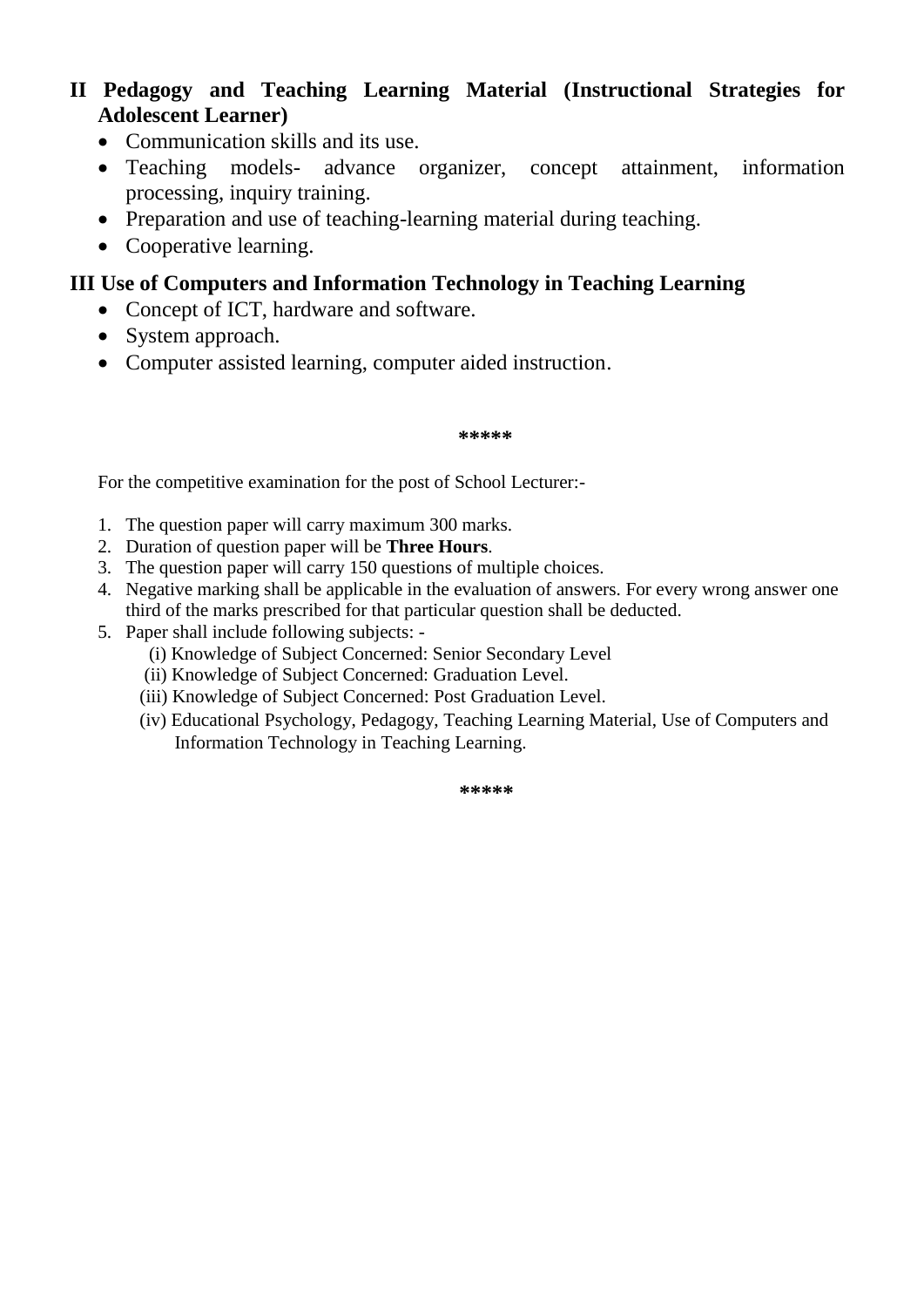## II Pedagogy and Teaching Learning Material (Instructional Strategies for Adolescent Learner)

- Communication skills and its use.
- Teaching models- advance organizer, concept attainment, information processing, inquiry training.
- Preparation and use of teaching-learning material during teaching.
- Cooperative learning.

## III Use of Computers and Information Technology in Teaching Learning

- Concept of ICT, hardware and software.
- System approach.
- Computer assisted learning, computer aided instruction.

**\*\*\*\*\***

For the competitive examination for the post of School Lecturer:-

1. The question paper will carry maximum 300 marks.
2. Duration of question paper will be **Three Hours**.
3. The question paper will carry 150 questions of multiple choices.
4. Negative marking shall be applicable in the evaluation of answers. For every wrong answer one third of the marks prescribed for that particular question shall be deducted.
5. Paper shall include following subjects: -
   (i) Knowledge of Subject Concerned: Senior Secondary Level
   (ii) Knowledge of Subject Concerned: Graduation Level.
   (iii) Knowledge of Subject Concerned: Post Graduation Level.
   (iv) Educational Psychology, Pedagogy, Teaching Learning Material, Use of Computers and Information Technology in Teaching Learning.

**\*\*\*\*\***